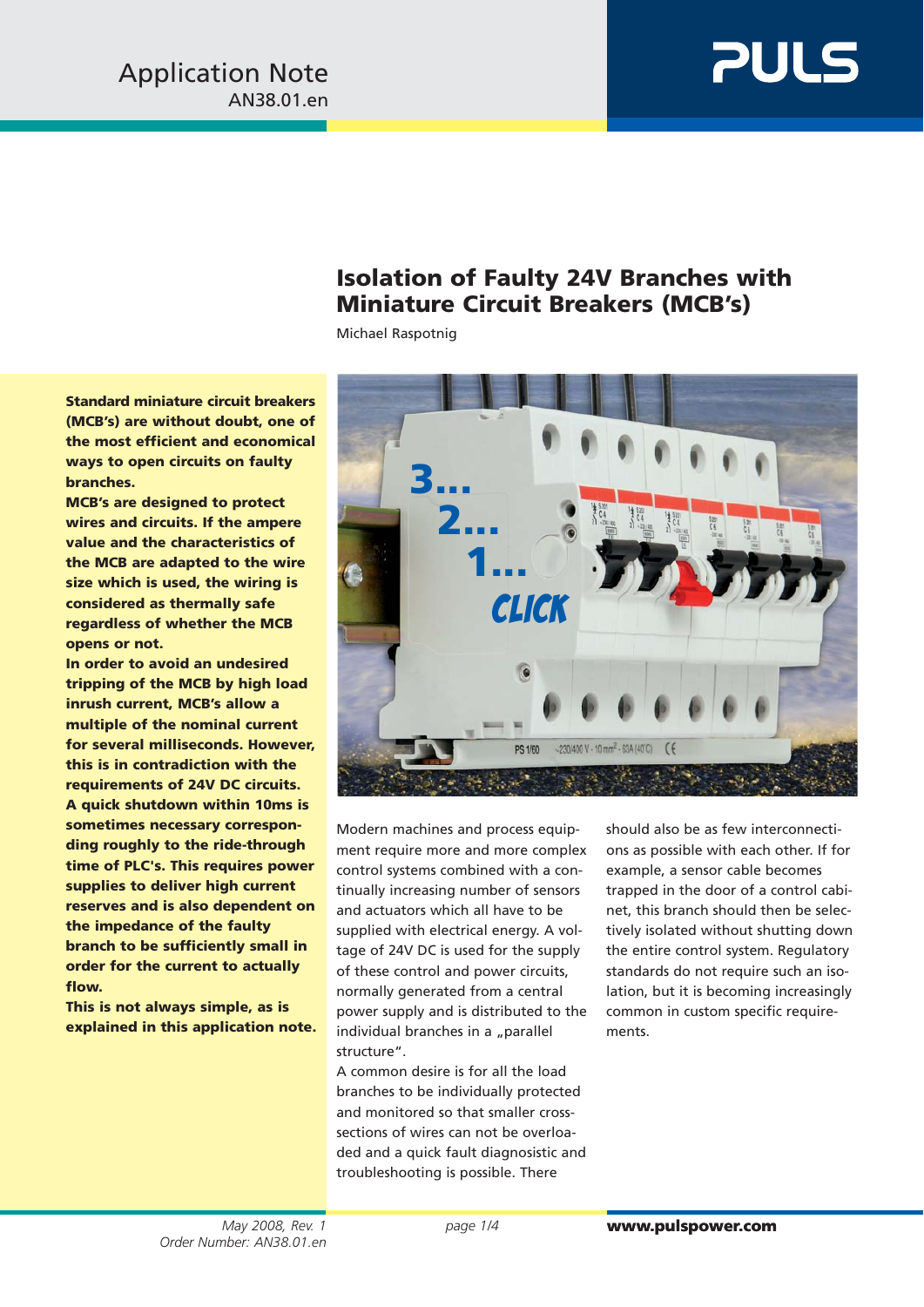Application Note
AN38.01.en

# Isolation of Faulty 24V Branches with Miniature Circuit Breakers (MCB's)

Michael Raspotnig

**Standard miniature circuit breakers (MCB's) are without doubt, one of the most efficient and economical ways to open circuits on faulty branches.**
**MCB's are designed to protect wires and circuits. If the ampere value and the characteristics of the MCB are adapted to the wire size which is used, the wiring is considered as thermally safe regardless of whether the MCB opens or not.**
**In order to avoid an undesired tripping of the MCB by high load inrush current, MCB's allow a multiple of the nominal current for several milliseconds. However, this is in contradiction with the requirements of 24V DC circuits. A quick shutdown within 10ms is sometimes necessary corresponding roughly to the ride-through time of PLC's. This requires power supplies to deliver high current reserves and is also dependent on the impedance of the faulty branch to be sufficiently small in order for the current to actually flow.**
**This is not always simple, as is explained in this application note.**

Modern machines and process equipment require more and more complex control systems combined with a continually increasing number of sensors and actuators which all have to be supplied with electrical energy. A voltage of 24V DC is used for the supply of these control and power circuits, normally generated from a central power supply and is distributed to the individual branches in a „parallel structure".
A common desire is for all the load branches to be individually protected and monitored so that smaller cross-sections of wires can not be overloaded and a quick fault diagnosistic and troubleshooting is possible. There should also be as few interconnections as possible with each other. If for example, a sensor cable becomes trapped in the door of a control cabinet, this branch should then be selectively isolated without shutting down the entire control system. Regulatory standards do not require such an isolation, but it is becoming increasingly common in custom specific requirements.

May 2008, Rev. 1
Order Number: AN38.01.en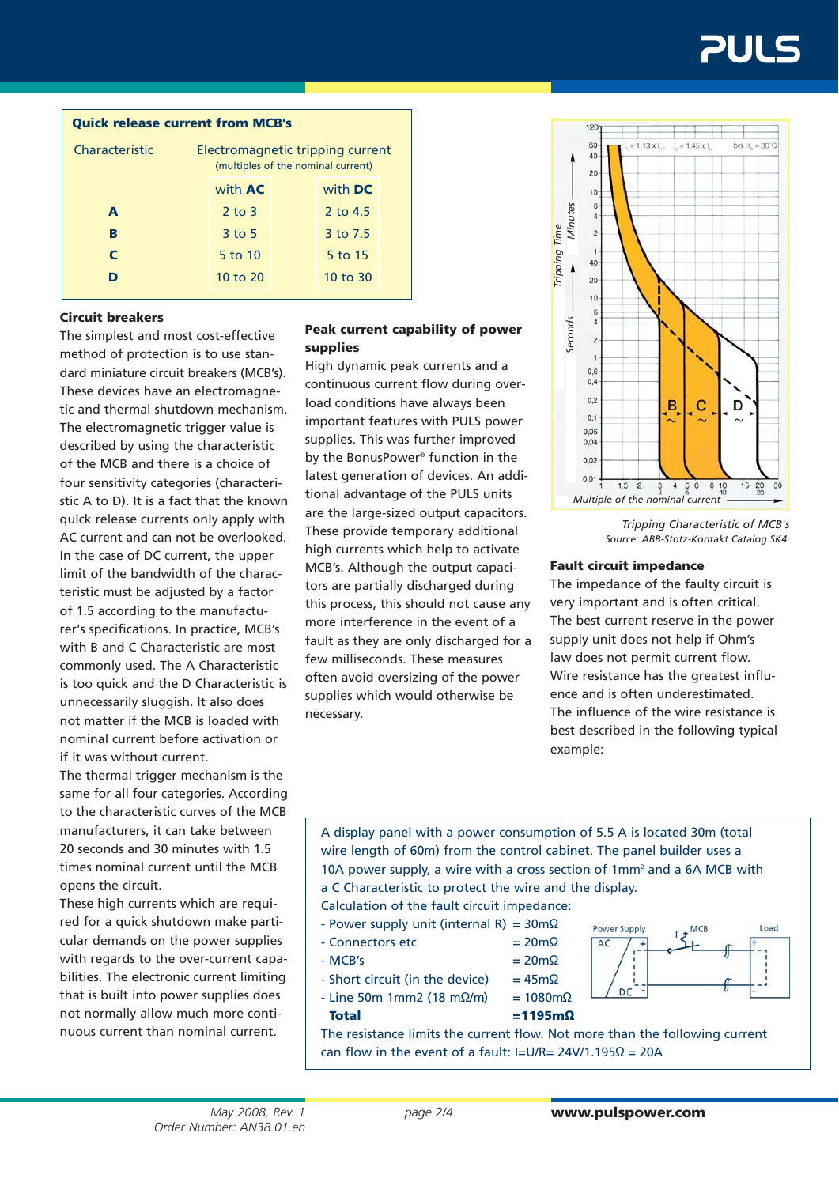**Quick release current from MCB's**

| Characteristic | Electromagnetic tripping current (multiples of the nominal current) | |
|---|---|---|
| | with **AC** | with **DC** |
| **A** | 2 to 3 | 2 to 4.5 |
| **B** | 3 to 5 | 3 to 7.5 |
| **C** | 5 to 10 | 5 to 15 |
| **D** | 10 to 20 | 10 to 30 |

**Circuit breakers**

The simplest and most cost-effective method of protection is to use standard miniature circuit breakers (MCB's). These devices have an electromagnetic and thermal shutdown mechanism. The electromagnetic trigger value is described by using the characteristic of the MCB and there is a choice of four sensitivity categories (characteristic A to D). It is a fact that the known quick release currents only apply with AC current and can not be overlooked. In the case of DC current, the upper limit of the bandwidth of the characteristic must be adjusted by a factor of 1.5 according to the manufacturer's specifications. In practice, MCB's with B and C Characteristic are most commonly used. The A Characteristic is too quick and the D Characteristic is unnecessarily sluggish. It also does not matter if the MCB is loaded with nominal current before activation or if it was without current.

The thermal trigger mechanism is the same for all four categories. According to the characteristic curves of the MCB manufacturers, it can take between 20 seconds and 30 minutes with 1.5 times nominal current until the MCB opens the circuit.

These high currents which are required for a quick shutdown make particular demands on the power supplies with regards to the over-current capabilities. The electronic current limiting that is built into power supplies does not normally allow much more continuous current than nominal current.

**Peak current capability of power supplies**

High dynamic peak currents and a continuous current flow during overload conditions have always been important features with PULS power supplies. This was further improved by the BonusPower® function in the latest generation of devices. An additional advantage of the PULS units are the large-sized output capacitors. These provide temporary additional high currents which help to activate MCB's. Although the output capacitors are partially discharged during this process, this should not cause any more interference in the event of a fault as they are only discharged for a few milliseconds. These measures often avoid oversizing of the power supplies which would otherwise be necessary.

*Tripping Characteristic of MCB's*
*Source: ABB-Stotz-Kontakt Catalog SK4.*

**Fault circuit impedance**

The impedance of the faulty circuit is very important and is often critical. The best current reserve in the power supply unit does not help if Ohm's law does not permit current flow. Wire resistance has the greatest influence and is often underestimated. The influence of the wire resistance is best described in the following typical example:

A display panel with a power consumption of 5.5 A is located 30m (total wire length of 60m) from the control cabinet. The panel builder uses a 10A power supply, a wire with a cross section of 1mm² and a 6A MCB with a C Characteristic to protect the wire and the display.

Calculation of the fault circuit impedance:

- Power supply unit (internal R) = 30mΩ
- Connectors etc = 20mΩ
- MCB's = 20mΩ
- Short circuit (in the device) = 45mΩ
- Line 50m 1mm2 (18 mΩ/m) = 1080mΩ

**Total =1195mΩ**

The resistance limits the current flow. Not more than the following current can flow in the event of a fault: I=U/R= 24V/1.195Ω = 20A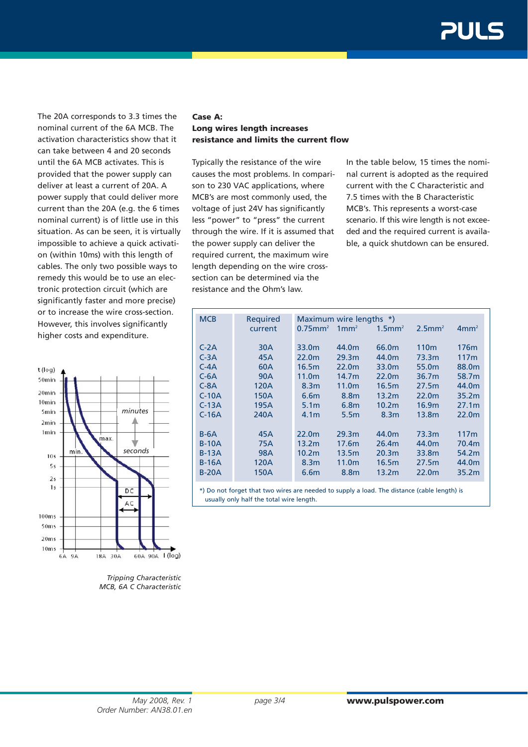The 20A corresponds to 3.3 times the nominal current of the 6A MCB. The activation characteristics show that it can take between 4 and 20 seconds until the 6A MCB activates. This is provided that the power supply can deliver at least a current of 20A. A power supply that could deliver more current than the 20A (e.g. the 6 times nominal current) is of little use in this situation. As can be seen, it is virtually impossible to achieve a quick activation (within 10ms) with this length of cables. The only two possible ways to remedy this would be to use an electronic protection circuit (which are significantly faster and more precise) or to increase the wire cross-section. However, this involves significantly higher costs and expenditure.

*Tripping Characteristic MCB, 6A C Characteristic*

### Case A:
### Long wires length increases resistance and limits the current flow

Typically the resistance of the wire causes the most problems. In comparison to 230 VAC applications, where MCB's are most commonly used, the voltage of just 24V has significantly less "power" to "press" the current through the wire. If it is assumed that the power supply can deliver the required current, the maximum wire length depending on the wire cross-section can be determined via the resistance and the Ohm's law.

In the table below, 15 times the nominal current is adopted as the required current with the C Characteristic and 7.5 times with the B Characteristic MCB's. This represents a worst-case scenario. If this wire length is not exceeded and the required current is available, a quick shutdown can be ensured.

| MCB | Required current | Maximum wire lengths *) | | | | |
|---|---|---|---|---|---|---|
| | | 0.75mm² | 1mm² | 1.5mm² | 2.5mm² | 4mm² |
| C-2A | 30A | 33.0m | 44.0m | 66.0m | 110m | 176m |
| C-3A | 45A | 22.0m | 29.3m | 44.0m | 73.3m | 117m |
| C-4A | 60A | 16.5m | 22.0m | 33.0m | 55.0m | 88.0m |
| C-6A | 90A | 11.0m | 14.7m | 22.0m | 36.7m | 58.7m |
| C-8A | 120A | 8.3m | 11.0m | 16.5m | 27.5m | 44.0m |
| C-10A | 150A | 6.6m | 8.8m | 13.2m | 22.0m | 35.2m |
| C-13A | 195A | 5.1m | 6.8m | 10.2m | 16.9m | 27.1m |
| C-16A | 240A | 4.1m | 5.5m | 8.3m | 13.8m | 22.0m |
| B-6A | 45A | 22.0m | 29.3m | 44.0m | 73.3m | 117m |
| B-10A | 75A | 13.2m | 17.6m | 26.4m | 44.0m | 70.4m |
| B-13A | 98A | 10.2m | 13.5m | 20.3m | 33.8m | 54.2m |
| B-16A | 120A | 8.3m | 11.0m | 16.5m | 27.5m | 44.0m |
| B-20A | 150A | 6.6m | 8.8m | 13.2m | 22.0m | 35.2m |

*) Do not forget that two wires are needed to supply a load. The distance (cable length) is usually only half the total wire length.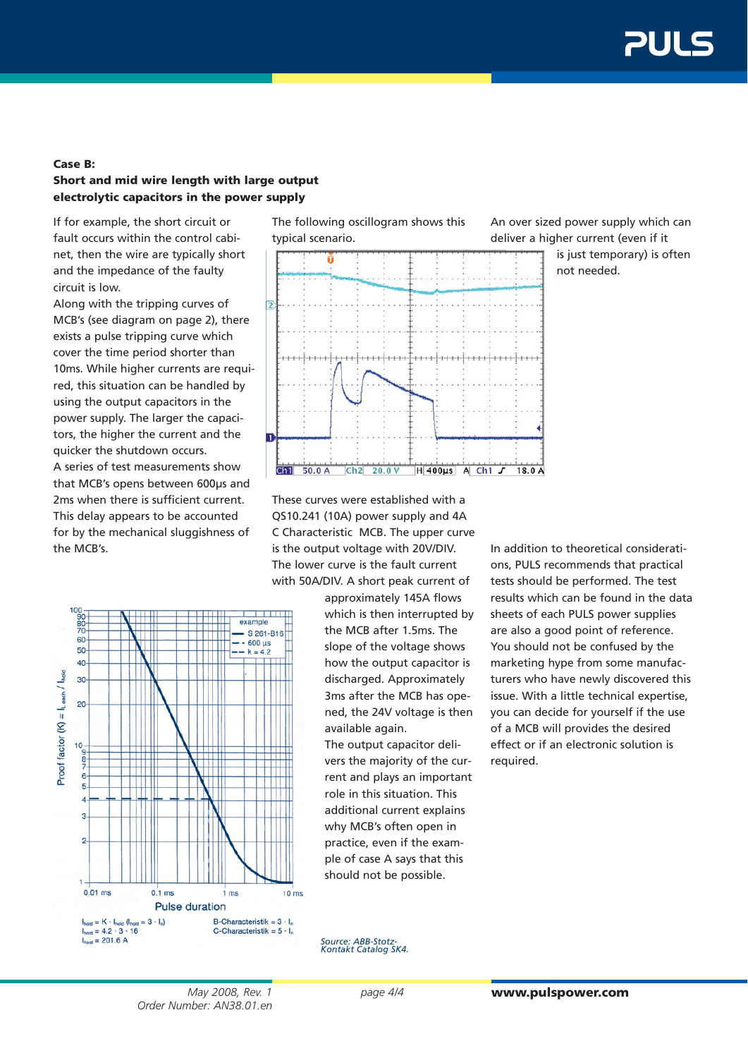**Case B:**
**Short and mid wire length with large output electrolytic capacitors in the power supply**

If for example, the short circuit or fault occurs within the control cabinet, then the wire are typically short and the impedance of the faulty circuit is low.
Along with the tripping curves of MCB's (see diagram on page 2), there exists a pulse tripping curve which cover the time period shorter than 10ms. While higher currents are required, this situation can be handled by using the output capacitors in the power supply. The larger the capacitors, the higher the current and the quicker the shutdown occurs.
A series of test measurements show that MCB's opens between 600µs and 2ms when there is sufficient current. This delay appears to be accounted for by the mechanical sluggishness of the MCB's.

The following oscillogram shows this typical scenario.

Ch1 50.0 A Ch2 20.0 V H 400µs A Ch1 18.0 A

These curves were established with a QS10.241 (10A) power supply and 4A C Characteristic MCB. The upper curve is the output voltage with 20V/DIV. The lower curve is the fault current with 50A/DIV. A short peak current of approximately 145A flows which is then interrupted by the MCB after 1.5ms. The slope of the voltage shows how the output capacitor is discharged. Approximately 3ms after the MCB has opened, the 24V voltage is then available again.
The output capacitor delivers the majority of the current and plays an important role in this situation. This additional current explains why MCB's often open in practice, even if the example of case A says that this should not be possible.

Proof factor (K) = $I_{Leach} / I_{hold}$

example
S 261-B16
600 µs
k = 4.2

0.01 ms 0.1 ms 1 ms 10 ms

Pulse duration

$I_{hold} = K \cdot I_{hold}$ ($I_{hold} = 3 \cdot I_n$)
$I_{hold} = 4.2 \cdot 3 \cdot 16$
$I_{hold} = 201.6$ A

B-Characteristik = $3 \cdot I_n$
C-Characteristik = $5 \cdot I_n$

*Source: ABB-Stotz-Kontakt Catalog SK4.*

An over sized power supply which can deliver a higher current (even if it is just temporary) is often not needed.

In addition to theoretical considerations, PULS recommends that practical tests should be performed. The test results which can be found in the data sheets of each PULS power supplies are also a good point of reference. You should not be confused by the marketing hype from some manufacturers who have newly discovered this issue. With a little technical expertise, you can decide for yourself if the use of a MCB will provides the desired effect or if an electronic solution is required.